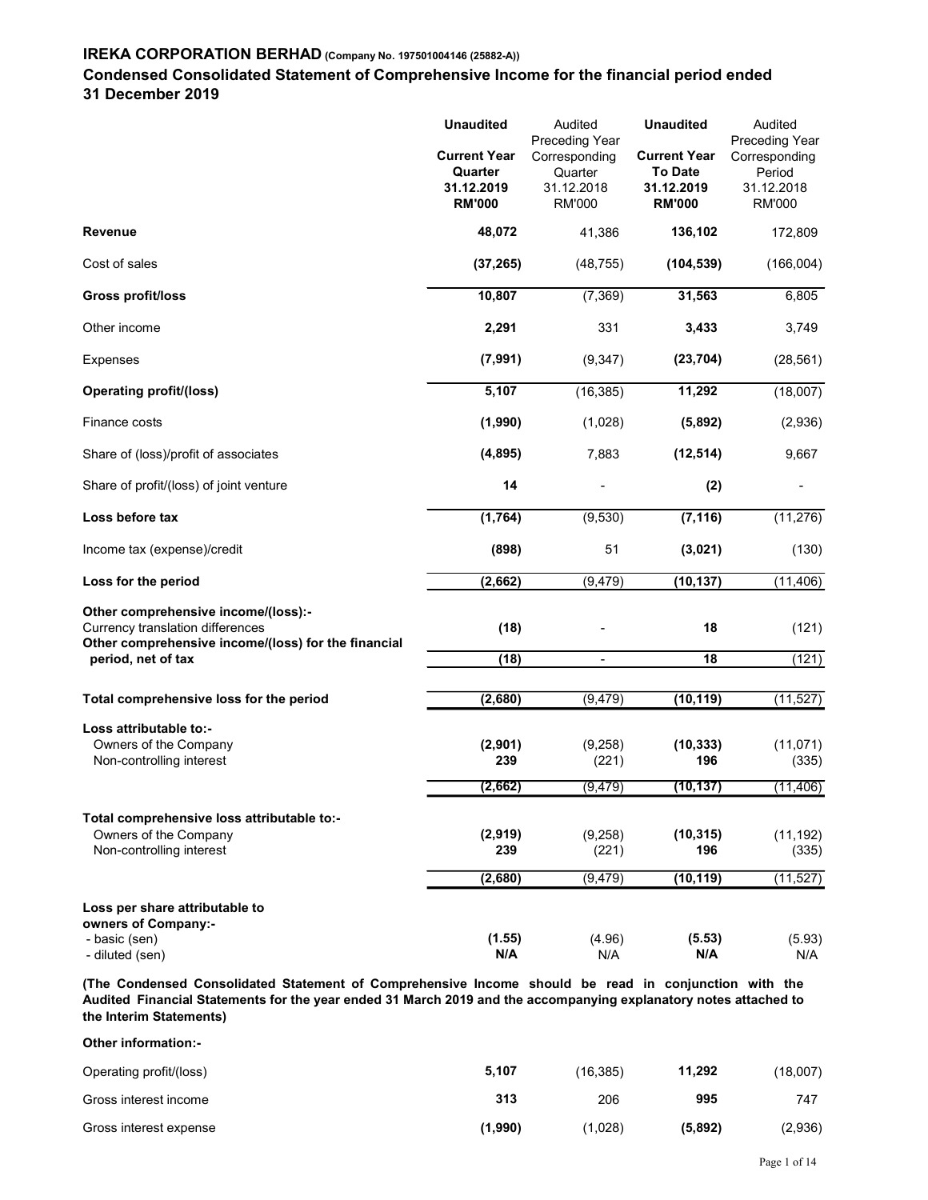**IREKA CORPORATION BERHAD** (Company No. 197501004146 (25882-A))

**Condensed Consolidated Statement of Comprehensive Income for the financial period ended 31 December 2019**

| | **Unaudited** | Audited | **Unaudited** | Audited |
|---|---|---|---|---|
| | **Current Year Quarter** | Preceding Year Corresponding Quarter | **Current Year To Date** | Preceding Year Corresponding Period |
| | **31.12.2019** | 31.12.2018 | **31.12.2019** | 31.12.2018 |
| | **RM'000** | RM'000 | **RM'000** | RM'000 |
| **Revenue** | **48,072** | 41,386 | **136,102** | 172,809 |
| Cost of sales | **(37,265)** | (48,755) | **(104,539)** | (166,004) |
| **Gross profit/loss** | **10,807** | (7,369) | **31,563** | 6,805 |
| Other income | **2,291** | 331 | **3,433** | 3,749 |
| Expenses | **(7,991)** | (9,347) | **(23,704)** | (28,561) |
| **Operating profit/(loss)** | **5,107** | (16,385) | **11,292** | (18,007) |
| Finance costs | **(1,990)** | (1,028) | **(5,892)** | (2,936) |
| Share of (loss)/profit of associates | **(4,895)** | 7,883 | **(12,514)** | 9,667 |
| Share of profit/(loss) of joint venture | **14** | - | **(2)** | - |
| **Loss before tax** | **(1,764)** | (9,530) | **(7,116)** | (11,276) |
| Income tax (expense)/credit | **(898)** | 51 | **(3,021)** | (130) |
| **Loss for the period** | **(2,662)** | (9,479) | **(10,137)** | (11,406) |
| **Other comprehensive income/(loss):-** | | | | |
| Currency translation differences | **(18)** | - | **18** | (121) |
| **Other comprehensive income/(loss) for the financial period, net of tax** | **(18)** | - | **18** | (121) |
| **Total comprehensive loss for the period** | **(2,680)** | (9,479) | **(10,119)** | (11,527) |
| **Loss attributable to:-** | | | | |
| Owners of the Company | **(2,901)** | (9,258) | **(10,333)** | (11,071) |
| Non-controlling interest | **239** | (221) | **196** | (335) |
| | **(2,662)** | (9,479) | **(10,137)** | (11,406) |
| **Total comprehensive loss attributable to:-** | | | | |
| Owners of the Company | **(2,919)** | (9,258) | **(10,315)** | (11,192) |
| Non-controlling interest | **239** | (221) | **196** | (335) |
| | **(2,680)** | (9,479) | **(10,119)** | (11,527) |
| **Loss per share attributable to owners of Company:-** | | | | |
| - basic (sen) | **(1.55)** | (4.96) | **(5.53)** | (5.93) |
| - diluted (sen) | **N/A** | N/A | **N/A** | N/A |

**(The Condensed Consolidated Statement of Comprehensive Income should be read in conjunction with the Audited Financial Statements for the year ended 31 March 2019 and the accompanying explanatory notes attached to the Interim Statements)**

**Other information:-**

| | | | | |
|---|---|---|---|---|
| Operating profit/(loss) | **5,107** | (16,385) | **11,292** | (18,007) |
| Gross interest income | **313** | 206 | **995** | 747 |
| Gross interest expense | **(1,990)** | (1,028) | **(5,892)** | (2,936) |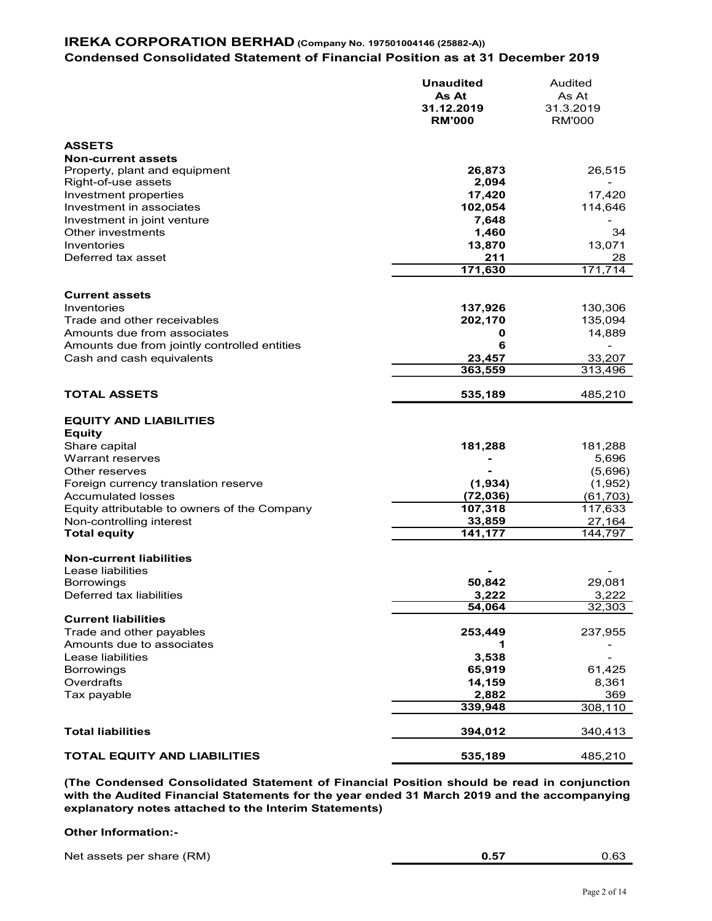# IREKA CORPORATION BERHAD (Company No. 197501004146 (25882-A))

## Condensed Consolidated Statement of Financial Position as at 31 December 2019

| | **Unaudited As At 31.12.2019 RM'000** | Audited As At 31.3.2019 RM'000 |
|---|---|---|
| **ASSETS** | | |
| **Non-current assets** | | |
| Property, plant and equipment | **26,873** | 26,515 |
| Right-of-use assets | **2,094** | - |
| Investment properties | **17,420** | 17,420 |
| Investment in associates | **102,054** | 114,646 |
| Investment in joint venture | **7,648** | - |
| Other investments | **1,460** | 34 |
| Inventories | **13,870** | 13,071 |
| Deferred tax asset | **211** | 28 |
| | **171,630** | 171,714 |
| **Current assets** | | |
| Inventories | **137,926** | 130,306 |
| Trade and other receivables | **202,170** | 135,094 |
| Amounts due from associates | **0** | 14,889 |
| Amounts due from jointly controlled entities | **6** | - |
| Cash and cash equivalents | **23,457** | 33,207 |
| | **363,559** | 313,496 |
| **TOTAL ASSETS** | **535,189** | 485,210 |
| **EQUITY AND LIABILITIES** | | |
| **Equity** | | |
| Share capital | **181,288** | 181,288 |
| Warrant reserves | **-** | 5,696 |
| Other reserves | **-** | (5,696) |
| Foreign currency translation reserve | **(1,934)** | (1,952) |
| Accumulated losses | **(72,036)** | (61,703) |
| Equity attributable to owners of the Company | **107,318** | 117,633 |
| Non-controlling interest | **33,859** | 27,164 |
| **Total equity** | **141,177** | 144,797 |
| **Non-current liabilities** | | |
| Lease liabilities | **-** | - |
| Borrowings | **50,842** | 29,081 |
| Deferred tax liabilities | **3,222** | 3,222 |
| | **54,064** | 32,303 |
| **Current liabilities** | | |
| Trade and other payables | **253,449** | 237,955 |
| Amounts due to associates | **1** | - |
| Lease liabilities | **3,538** | - |
| Borrowings | **65,919** | 61,425 |
| Overdrafts | **14,159** | 8,361 |
| Tax payable | **2,882** | 369 |
| | **339,948** | 308,110 |
| **Total liabilities** | **394,012** | 340,413 |
| **TOTAL EQUITY AND LIABILITIES** | **535,189** | 485,210 |

**(The Condensed Consolidated Statement of Financial Position should be read in conjunction with the Audited Financial Statements for the year ended 31 March 2019 and the accompanying explanatory notes attached to the Interim Statements)**

**Other Information:-**

| | | |
|---|---|---|
| Net assets per share (RM) | **0.57** | 0.63 |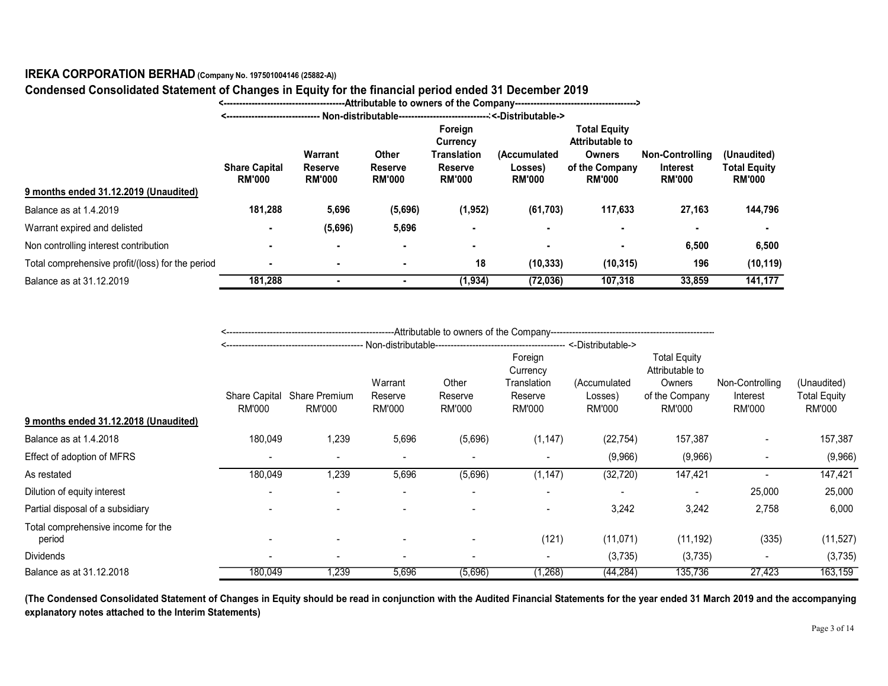**IREKA CORPORATION BERHAD (Company No. 197501004146 (25882-A))**

**Condensed Consolidated Statement of Changes in Equity for the financial period ended 31 December 2019**

| | <------Attributable to owners of the Company------> | | | | | | | |
|---|---|---|---|---|---|---|---|---|
| | <------Non-distributable------> | | | | <-Distributable-> | | | |
| **9 months ended 31.12.2019 (Unaudited)** | **Share Capital RM'000** | **Warrant Reserve RM'000** | **Other Reserve RM'000** | **Foreign Currency Translation Reserve RM'000** | **(Accumulated Losses) RM'000** | **Total Equity Attributable to Owners of the Company RM'000** | **Non-Controlling Interest RM'000** | **(Unaudited) Total Equity RM'000** |
| Balance as at 1.4.2019 | **181,288** | **5,696** | **(5,696)** | **(1,952)** | **(61,703)** | **117,633** | **27,163** | **144,796** |
| Warrant expired and delisted | **-** | **(5,696)** | **5,696** | **-** | **-** | **-** | **-** | **-** |
| Non controlling interest contribution | **-** | **-** | **-** | **-** | **-** | **-** | **6,500** | **6,500** |
| Total comprehensive profit/(loss) for the period | **-** | **-** | **-** | **18** | **(10,333)** | **(10,315)** | **196** | **(10,119)** |
| Balance as at 31.12.2019 | **181,288** | **-** | **-** | **(1,934)** | **(72,036)** | **107,318** | **33,859** | **141,177** |

| | <------Attributable to owners of the Company------ | | | | | | | | |
|---|---|---|---|---|---|---|---|---|---|
| | <------Non-distributable------ | | | | | <-Distributable-> | | | |
| **9 months ended 31.12.2018 (Unaudited)** | Share Capital RM'000 | Share Premium RM'000 | Warrant Reserve RM'000 | Other Reserve RM'000 | Foreign Currency Translation Reserve RM'000 | (Accumulated Losses) RM'000 | Total Equity Attributable to Owners of the Company RM'000 | Non-Controlling Interest RM'000 | (Unaudited) Total Equity RM'000 |
| Balance as at 1.4.2018 | 180,049 | 1,239 | 5,696 | (5,696) | (1,147) | (22,754) | 157,387 | - | 157,387 |
| Effect of adoption of MFRS | - | - | - | - | - | (9,966) | (9,966) | - | (9,966) |
| As restated | 180,049 | 1,239 | 5,696 | (5,696) | (1,147) | (32,720) | 147,421 | - | 147,421 |
| Dilution of equity interest | - | - | - | - | - | - | - | 25,000 | 25,000 |
| Partial disposal of a subsidiary | - | - | - | - | - | 3,242 | 3,242 | 2,758 | 6,000 |
| Total comprehensive income for the period | - | - | - | - | (121) | (11,071) | (11,192) | (335) | (11,527) |
| Dividends | - | - | - | - | - | (3,735) | (3,735) | - | (3,735) |
| Balance as at 31.12.2018 | 180,049 | 1,239 | 5,696 | (5,696) | (1,268) | (44,284) | 135,736 | 27,423 | 163,159 |

**(The Condensed Consolidated Statement of Changes in Equity should be read in conjunction with the Audited Financial Statements for the year ended 31 March 2019 and the accompanying explanatory notes attached to the Interim Statements)**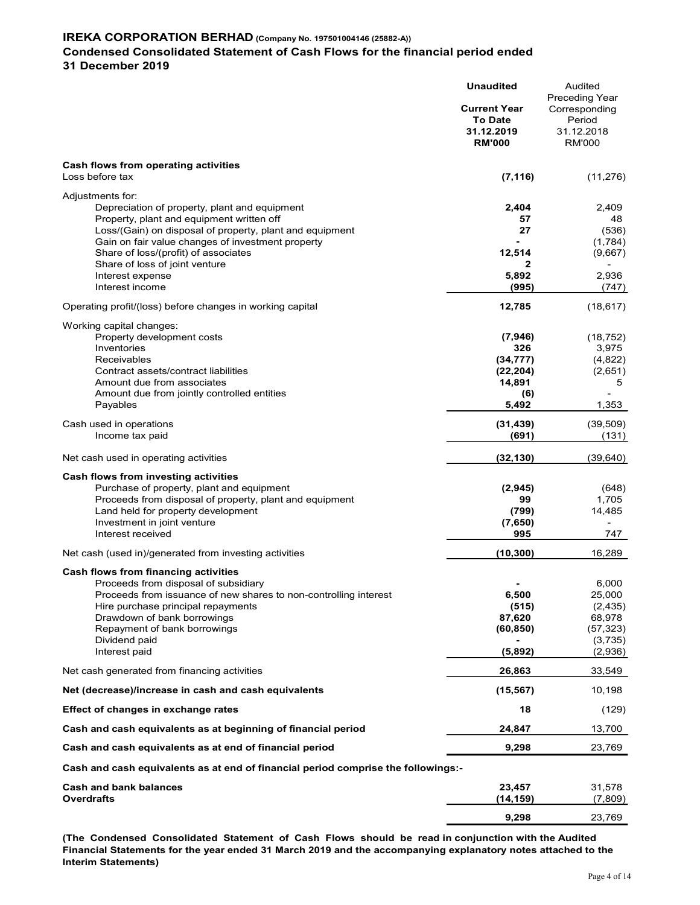**IREKA CORPORATION BERHAD** (Company No. 197501004146 (25882-A))

**Condensed Consolidated Statement of Cash Flows for the financial period ended 31 December 2019**

| | **Unaudited** | Audited |
|---|---|---|
| | **Current Year To Date 31.12.2019 RM'000** | Preceding Year Corresponding Period 31.12.2018 RM'000 |
| **Cash flows from operating activities** | | |
| Loss before tax | **(7,116)** | (11,276) |
| Adjustments for: | | |
| Depreciation of property, plant and equipment | **2,404** | 2,409 |
| Property, plant and equipment written off | **57** | 48 |
| Loss/(Gain) on disposal of property, plant and equipment | **27** | (536) |
| Gain on fair value changes of investment property | **-** | (1,784) |
| Share of loss/(profit) of associates | **12,514** | (9,667) |
| Share of loss of joint venture | **2** | - |
| Interest expense | **5,892** | 2,936 |
| Interest income | **(995)** | (747) |
| Operating profit/(loss) before changes in working capital | **12,785** | (18,617) |
| Working capital changes: | | |
| Property development costs | **(7,946)** | (18,752) |
| Inventories | **326** | 3,975 |
| Receivables | **(34,777)** | (4,822) |
| Contract assets/contract liabilities | **(22,204)** | (2,651) |
| Amount due from associates | **14,891** | 5 |
| Amount due from jointly controlled entities | **(6)** | - |
| Payables | **5,492** | 1,353 |
| Cash used in operations | **(31,439)** | (39,509) |
| Income tax paid | **(691)** | (131) |
| Net cash used in operating activities | **(32,130)** | (39,640) |
| **Cash flows from investing activities** | | |
| Purchase of property, plant and equipment | **(2,945)** | (648) |
| Proceeds from disposal of property, plant and equipment | **99** | 1,705 |
| Land held for property development | **(799)** | 14,485 |
| Investment in joint venture | **(7,650)** | - |
| Interest received | **995** | 747 |
| Net cash (used in)/generated from investing activities | **(10,300)** | 16,289 |
| **Cash flows from financing activities** | | |
| Proceeds from disposal of subsidiary | **-** | 6,000 |
| Proceeds from issuance of new shares to non-controlling interest | **6,500** | 25,000 |
| Hire purchase principal repayments | **(515)** | (2,435) |
| Drawdown of bank borrowings | **87,620** | 68,978 |
| Repayment of bank borrowings | **(60,850)** | (57,323) |
| Dividend paid | **-** | (3,735) |
| Interest paid | **(5,892)** | (2,936) |
| Net cash generated from financing activities | **26,863** | 33,549 |
| **Net (decrease)/increase in cash and cash equivalents** | **(15,567)** | 10,198 |
| **Effect of changes in exchange rates** | **18** | (129) |
| **Cash and cash equivalents as at beginning of financial period** | **24,847** | 13,700 |
| **Cash and cash equivalents as at end of financial period** | **9,298** | 23,769 |
| **Cash and cash equivalents as at end of financial period comprise the followings:-** | | |
| **Cash and bank balances** | **23,457** | 31,578 |
| **Overdrafts** | **(14,159)** | (7,809) |
| | **9,298** | 23,769 |

**(The Condensed Consolidated Statement of Cash Flows should be read in conjunction with the Audited Financial Statements for the year ended 31 March 2019 and the accompanying explanatory notes attached to the Interim Statements)**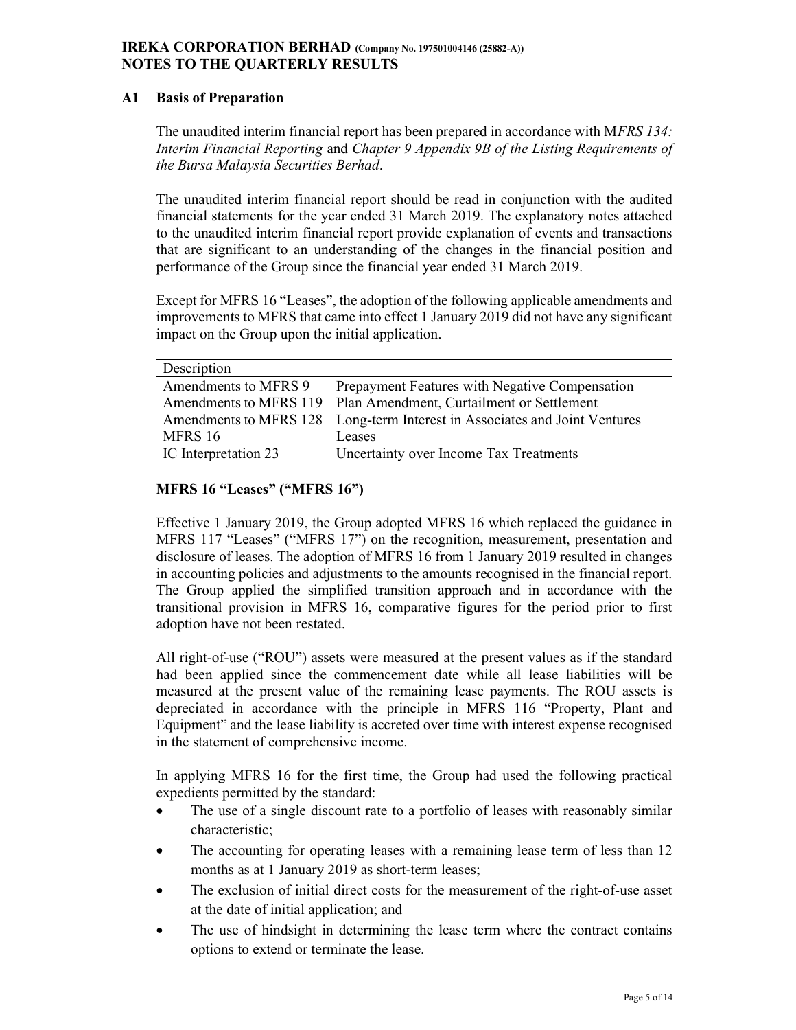**IREKA CORPORATION BERHAD** (Company No. 197501004146 (25882-A))
**NOTES TO THE QUARTERLY RESULTS**

## A1 Basis of Preparation

The unaudited interim financial report has been prepared in accordance with M*FRS 134: Interim Financial Reporting* and *Chapter 9 Appendix 9B of the Listing Requirements of the Bursa Malaysia Securities Berhad*.

The unaudited interim financial report should be read in conjunction with the audited financial statements for the year ended 31 March 2019. The explanatory notes attached to the unaudited interim financial report provide explanation of events and transactions that are significant to an understanding of the changes in the financial position and performance of the Group since the financial year ended 31 March 2019.

Except for MFRS 16 "Leases", the adoption of the following applicable amendments and improvements to MFRS that came into effect 1 January 2019 did not have any significant impact on the Group upon the initial application.

| Description | |
|---|---|
| Amendments to MFRS 9 | Prepayment Features with Negative Compensation |
| Amendments to MFRS 119 | Plan Amendment, Curtailment or Settlement |
| Amendments to MFRS 128 | Long-term Interest in Associates and Joint Ventures |
| MFRS 16 | Leases |
| IC Interpretation 23 | Uncertainty over Income Tax Treatments |

### MFRS 16 "Leases" ("MFRS 16")

Effective 1 January 2019, the Group adopted MFRS 16 which replaced the guidance in MFRS 117 "Leases" ("MFRS 17") on the recognition, measurement, presentation and disclosure of leases. The adoption of MFRS 16 from 1 January 2019 resulted in changes in accounting policies and adjustments to the amounts recognised in the financial report. The Group applied the simplified transition approach and in accordance with the transitional provision in MFRS 16, comparative figures for the period prior to first adoption have not been restated.

All right-of-use ("ROU") assets were measured at the present values as if the standard had been applied since the commencement date while all lease liabilities will be measured at the present value of the remaining lease payments. The ROU assets is depreciated in accordance with the principle in MFRS 116 "Property, Plant and Equipment" and the lease liability is accreted over time with interest expense recognised in the statement of comprehensive income.

In applying MFRS 16 for the first time, the Group had used the following practical expedients permitted by the standard:

- The use of a single discount rate to a portfolio of leases with reasonably similar characteristic;
- The accounting for operating leases with a remaining lease term of less than 12 months as at 1 January 2019 as short-term leases;
- The exclusion of initial direct costs for the measurement of the right-of-use asset at the date of initial application; and
- The use of hindsight in determining the lease term where the contract contains options to extend or terminate the lease.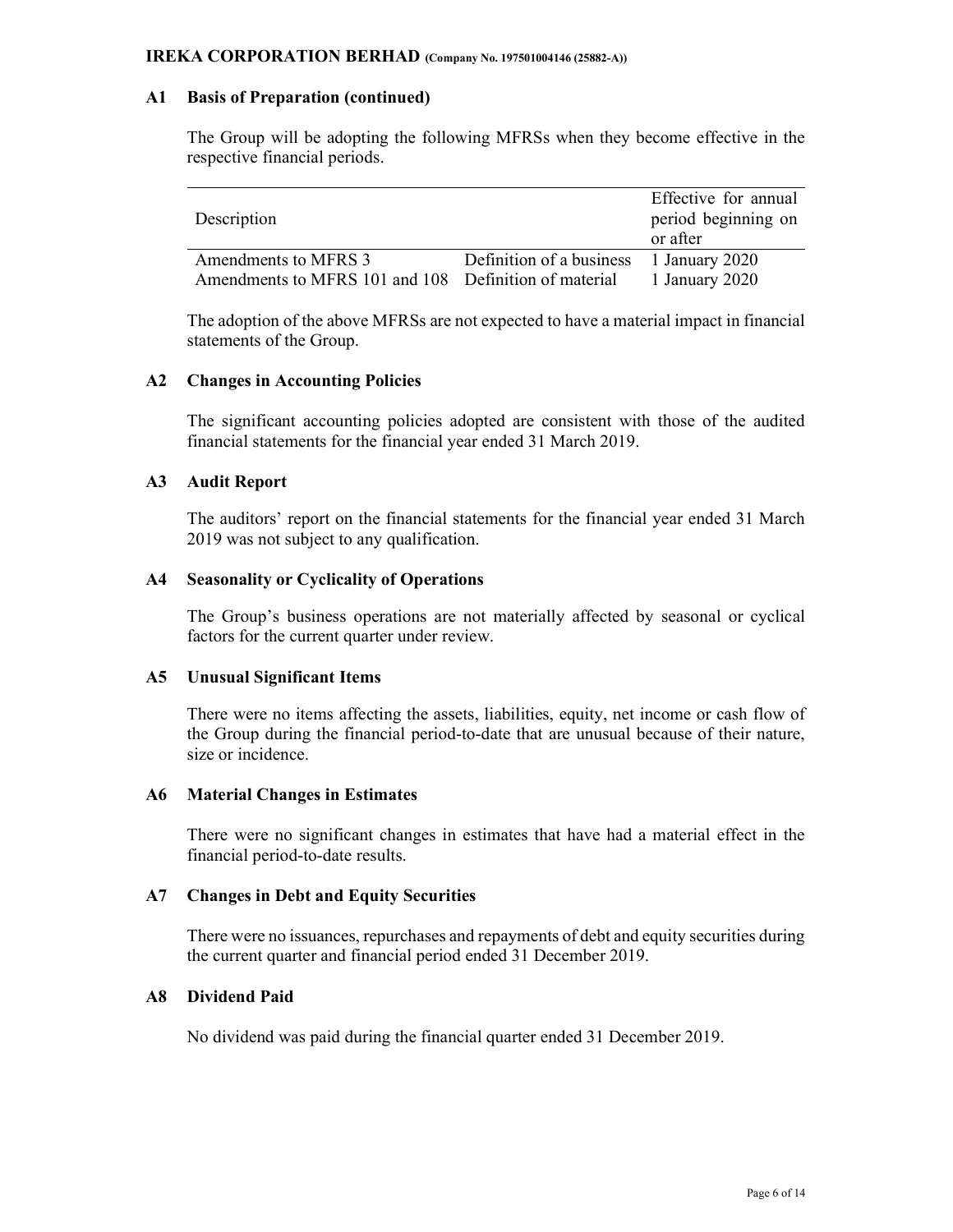### A1 Basis of Preparation (continued)

The Group will be adopting the following MFRSs when they become effective in the respective financial periods.

| Description | | Effective for annual period beginning on or after |
|---|---|---|
| Amendments to MFRS 3 | Definition of a business | 1 January 2020 |
| Amendments to MFRS 101 and 108 | Definition of material | 1 January 2020 |

The adoption of the above MFRSs are not expected to have a material impact in financial statements of the Group.

### A2 Changes in Accounting Policies

The significant accounting policies adopted are consistent with those of the audited financial statements for the financial year ended 31 March 2019.

### A3 Audit Report

The auditors' report on the financial statements for the financial year ended 31 March 2019 was not subject to any qualification.

### A4 Seasonality or Cyclicality of Operations

The Group's business operations are not materially affected by seasonal or cyclical factors for the current quarter under review.

### A5 Unusual Significant Items

There were no items affecting the assets, liabilities, equity, net income or cash flow of the Group during the financial period-to-date that are unusual because of their nature, size or incidence.

### A6 Material Changes in Estimates

There were no significant changes in estimates that have had a material effect in the financial period-to-date results.

### A7 Changes in Debt and Equity Securities

There were no issuances, repurchases and repayments of debt and equity securities during the current quarter and financial period ended 31 December 2019.

### A8 Dividend Paid

No dividend was paid during the financial quarter ended 31 December 2019.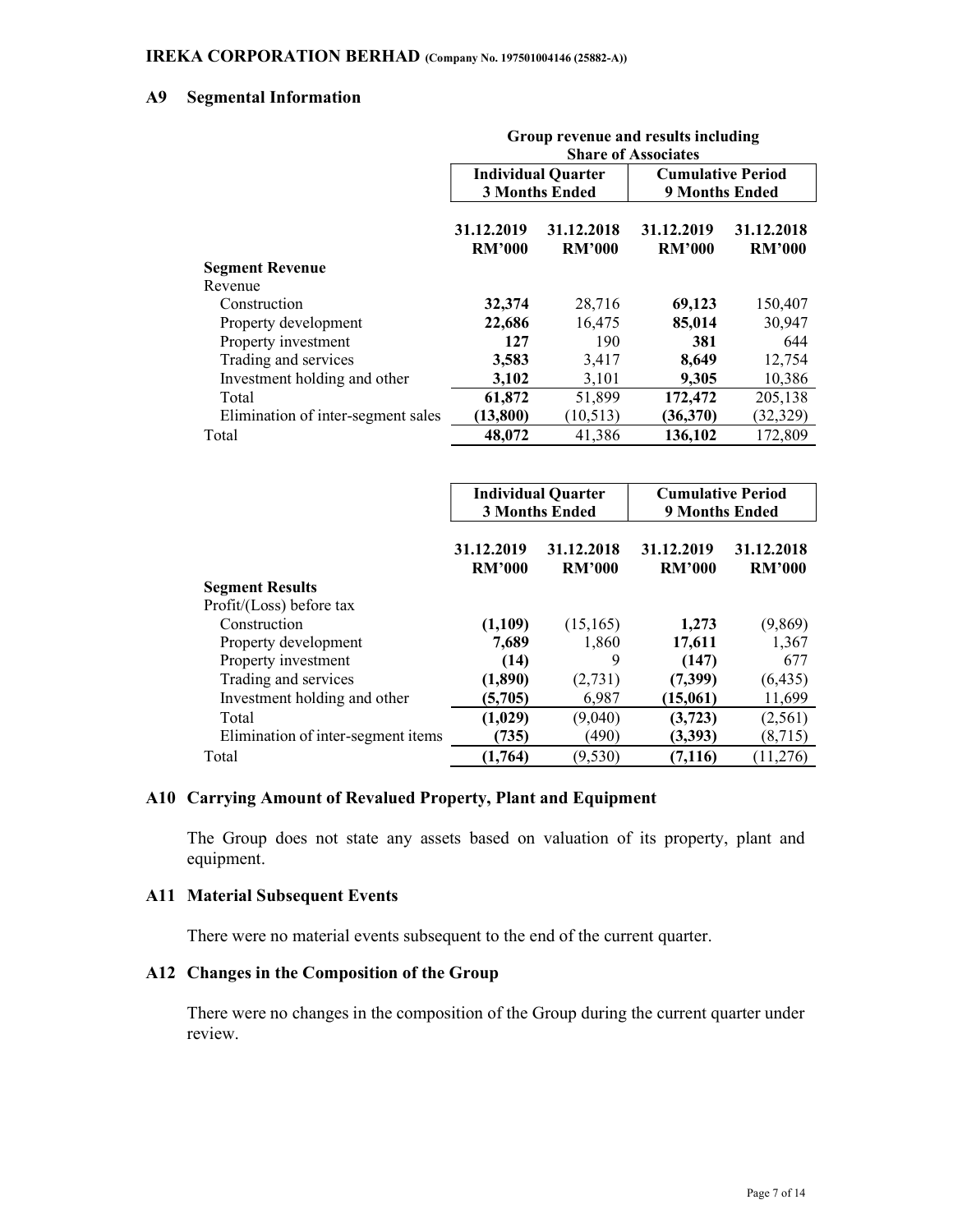## A9 Segmental Information

| | Group revenue and results including Share of Associates | | | |
|---|---|---|---|---|
| | Individual Quarter 3 Months Ended | | Cumulative Period 9 Months Ended | |
| | 31.12.2019 RM'000 | 31.12.2018 RM'000 | 31.12.2019 RM'000 | 31.12.2018 RM'000 |
| **Segment Revenue** | | | | |
| Revenue | | | | |
| Construction | **32,374** | 28,716 | **69,123** | 150,407 |
| Property development | **22,686** | 16,475 | **85,014** | 30,947 |
| Property investment | **127** | 190 | **381** | 644 |
| Trading and services | **3,583** | 3,417 | **8,649** | 12,754 |
| Investment holding and other | **3,102** | 3,101 | **9,305** | 10,386 |
| Total | **61,872** | 51,899 | **172,472** | 205,138 |
| Elimination of inter-segment sales | **(13,800)** | (10,513) | **(36,370)** | (32,329) |
| Total | **48,072** | 41,386 | **136,102** | 172,809 |

| | Individual Quarter 3 Months Ended | | Cumulative Period 9 Months Ended | |
|---|---|---|---|---|
| | 31.12.2019 RM'000 | 31.12.2018 RM'000 | 31.12.2019 RM'000 | 31.12.2018 RM'000 |
| **Segment Results** | | | | |
| Profit/(Loss) before tax | | | | |
| Construction | **(1,109)** | (15,165) | **1,273** | (9,869) |
| Property development | **7,689** | 1,860 | **17,611** | 1,367 |
| Property investment | **(14)** | 9 | **(147)** | 677 |
| Trading and services | **(1,890)** | (2,731) | **(7,399)** | (6,435) |
| Investment holding and other | **(5,705)** | 6,987 | **(15,061)** | 11,699 |
| Total | **(1,029)** | (9,040) | **(3,723)** | (2,561) |
| Elimination of inter-segment items | **(735)** | (490) | **(3,393)** | (8,715) |
| Total | **(1,764)** | (9,530) | **(7,116)** | (11,276) |

## A10 Carrying Amount of Revalued Property, Plant and Equipment

The Group does not state any assets based on valuation of its property, plant and equipment.

## A11 Material Subsequent Events

There were no material events subsequent to the end of the current quarter.

## A12 Changes in the Composition of the Group

There were no changes in the composition of the Group during the current quarter under review.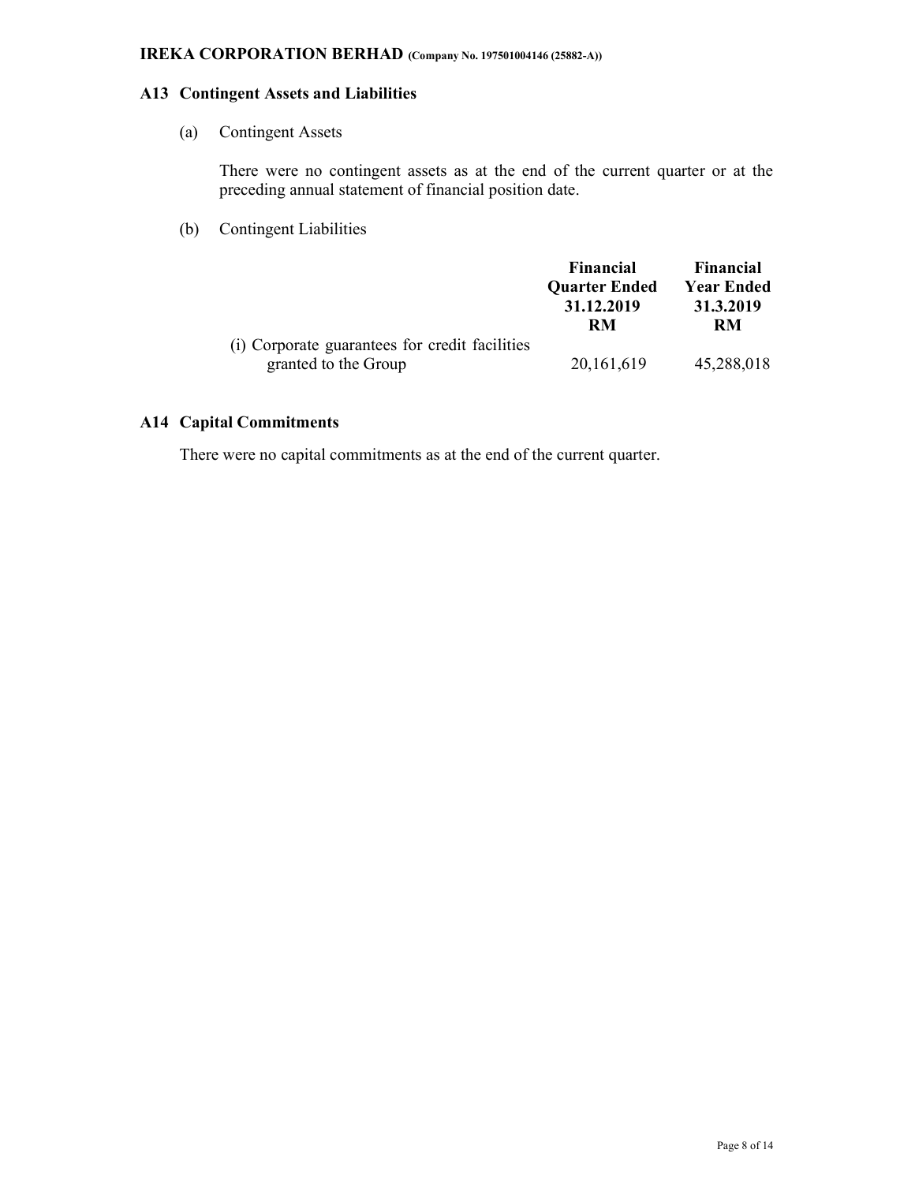## A13 Contingent Assets and Liabilities

(a) Contingent Assets

There were no contingent assets as at the end of the current quarter or at the preceding annual statement of financial position date.

(b) Contingent Liabilities

| | Financial Quarter Ended 31.12.2019 RM | Financial Year Ended 31.3.2019 RM |
|---|---|---|
| (i) Corporate guarantees for credit facilities granted to the Group | 20,161,619 | 45,288,018 |

## A14 Capital Commitments

There were no capital commitments as at the end of the current quarter.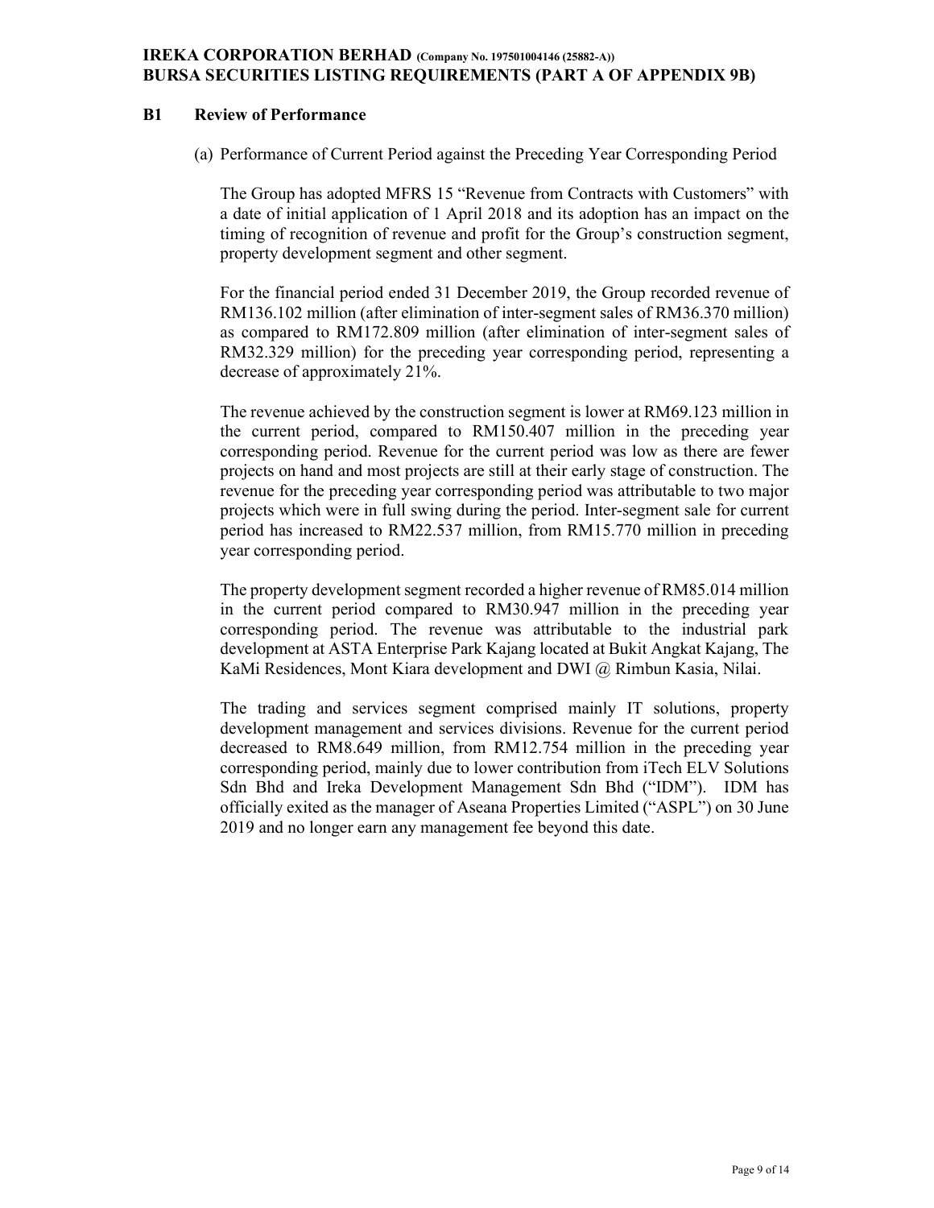**IREKA CORPORATION BERHAD** (Company No. 197501004146 (25882-A))
**BURSA SECURITIES LISTING REQUIREMENTS (PART A OF APPENDIX 9B)**

## B1 Review of Performance

(a) Performance of Current Period against the Preceding Year Corresponding Period

The Group has adopted MFRS 15 "Revenue from Contracts with Customers" with a date of initial application of 1 April 2018 and its adoption has an impact on the timing of recognition of revenue and profit for the Group's construction segment, property development segment and other segment.

For the financial period ended 31 December 2019, the Group recorded revenue of RM136.102 million (after elimination of inter-segment sales of RM36.370 million) as compared to RM172.809 million (after elimination of inter-segment sales of RM32.329 million) for the preceding year corresponding period, representing a decrease of approximately 21%.

The revenue achieved by the construction segment is lower at RM69.123 million in the current period, compared to RM150.407 million in the preceding year corresponding period. Revenue for the current period was low as there are fewer projects on hand and most projects are still at their early stage of construction. The revenue for the preceding year corresponding period was attributable to two major projects which were in full swing during the period. Inter-segment sale for current period has increased to RM22.537 million, from RM15.770 million in preceding year corresponding period.

The property development segment recorded a higher revenue of RM85.014 million in the current period compared to RM30.947 million in the preceding year corresponding period. The revenue was attributable to the industrial park development at ASTA Enterprise Park Kajang located at Bukit Angkat Kajang, The KaMi Residences, Mont Kiara development and DWI @ Rimbun Kasia, Nilai.

The trading and services segment comprised mainly IT solutions, property development management and services divisions. Revenue for the current period decreased to RM8.649 million, from RM12.754 million in the preceding year corresponding period, mainly due to lower contribution from iTech ELV Solutions Sdn Bhd and Ireka Development Management Sdn Bhd ("IDM"). IDM has officially exited as the manager of Aseana Properties Limited ("ASPL") on 30 June 2019 and no longer earn any management fee beyond this date.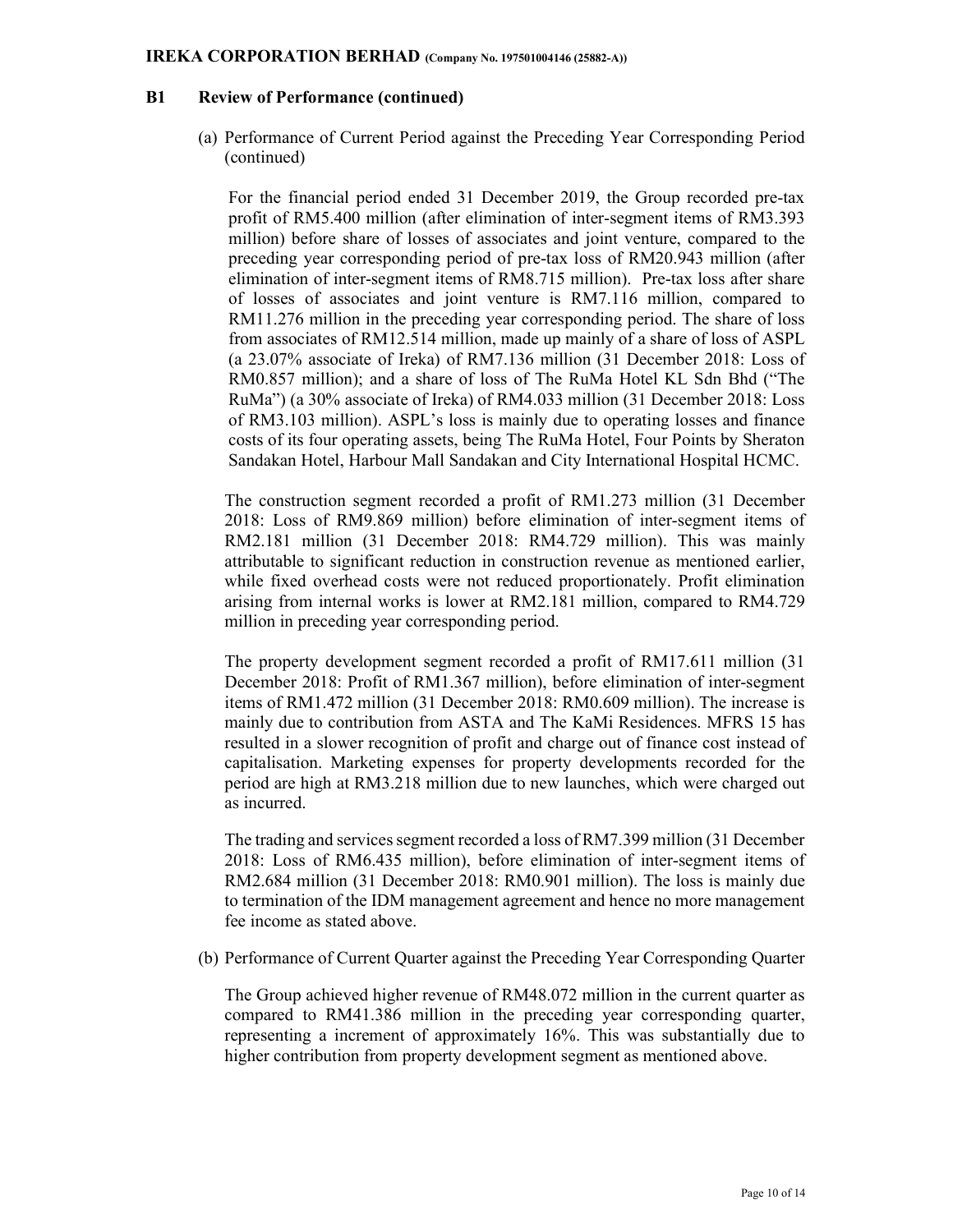## B1 Review of Performance (continued)

(a) Performance of Current Period against the Preceding Year Corresponding Period (continued)

For the financial period ended 31 December 2019, the Group recorded pre-tax profit of RM5.400 million (after elimination of inter-segment items of RM3.393 million) before share of losses of associates and joint venture, compared to the preceding year corresponding period of pre-tax loss of RM20.943 million (after elimination of inter-segment items of RM8.715 million). Pre-tax loss after share of losses of associates and joint venture is RM7.116 million, compared to RM11.276 million in the preceding year corresponding period. The share of loss from associates of RM12.514 million, made up mainly of a share of loss of ASPL (a 23.07% associate of Ireka) of RM7.136 million (31 December 2018: Loss of RM0.857 million); and a share of loss of The RuMa Hotel KL Sdn Bhd ("The RuMa") (a 30% associate of Ireka) of RM4.033 million (31 December 2018: Loss of RM3.103 million). ASPL's loss is mainly due to operating losses and finance costs of its four operating assets, being The RuMa Hotel, Four Points by Sheraton Sandakan Hotel, Harbour Mall Sandakan and City International Hospital HCMC.

The construction segment recorded a profit of RM1.273 million (31 December 2018: Loss of RM9.869 million) before elimination of inter-segment items of RM2.181 million (31 December 2018: RM4.729 million). This was mainly attributable to significant reduction in construction revenue as mentioned earlier, while fixed overhead costs were not reduced proportionately. Profit elimination arising from internal works is lower at RM2.181 million, compared to RM4.729 million in preceding year corresponding period.

The property development segment recorded a profit of RM17.611 million (31 December 2018: Profit of RM1.367 million), before elimination of inter-segment items of RM1.472 million (31 December 2018: RM0.609 million). The increase is mainly due to contribution from ASTA and The KaMi Residences. MFRS 15 has resulted in a slower recognition of profit and charge out of finance cost instead of capitalisation. Marketing expenses for property developments recorded for the period are high at RM3.218 million due to new launches, which were charged out as incurred.

The trading and services segment recorded a loss of RM7.399 million (31 December 2018: Loss of RM6.435 million), before elimination of inter-segment items of RM2.684 million (31 December 2018: RM0.901 million). The loss is mainly due to termination of the IDM management agreement and hence no more management fee income as stated above.

(b) Performance of Current Quarter against the Preceding Year Corresponding Quarter

The Group achieved higher revenue of RM48.072 million in the current quarter as compared to RM41.386 million in the preceding year corresponding quarter, representing a increment of approximately 16%. This was substantially due to higher contribution from property development segment as mentioned above.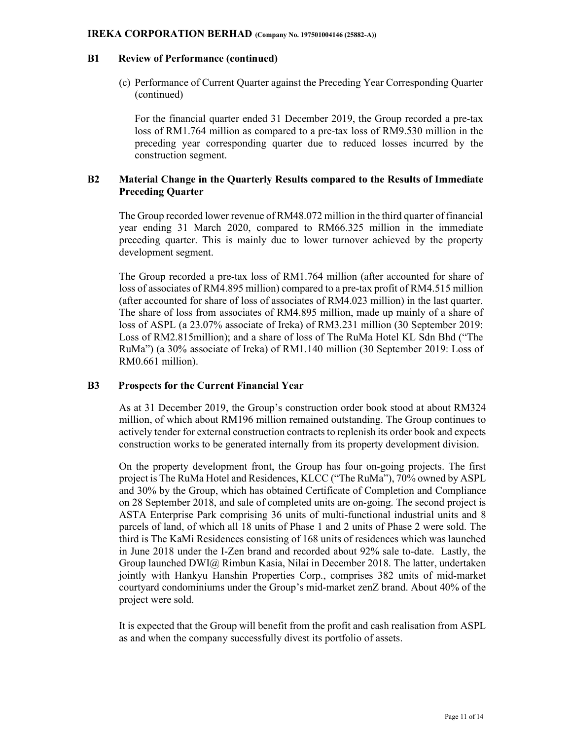## B1 Review of Performance (continued)

(c) Performance of Current Quarter against the Preceding Year Corresponding Quarter (continued)

For the financial quarter ended 31 December 2019, the Group recorded a pre-tax loss of RM1.764 million as compared to a pre-tax loss of RM9.530 million in the preceding year corresponding quarter due to reduced losses incurred by the construction segment.

## B2 Material Change in the Quarterly Results compared to the Results of Immediate Preceding Quarter

The Group recorded lower revenue of RM48.072 million in the third quarter of financial year ending 31 March 2020, compared to RM66.325 million in the immediate preceding quarter. This is mainly due to lower turnover achieved by the property development segment.

The Group recorded a pre-tax loss of RM1.764 million (after accounted for share of loss of associates of RM4.895 million) compared to a pre-tax profit of RM4.515 million (after accounted for share of loss of associates of RM4.023 million) in the last quarter. The share of loss from associates of RM4.895 million, made up mainly of a share of loss of ASPL (a 23.07% associate of Ireka) of RM3.231 million (30 September 2019: Loss of RM2.815million); and a share of loss of The RuMa Hotel KL Sdn Bhd ("The RuMa") (a 30% associate of Ireka) of RM1.140 million (30 September 2019: Loss of RM0.661 million).

## B3 Prospects for the Current Financial Year

As at 31 December 2019, the Group's construction order book stood at about RM324 million, of which about RM196 million remained outstanding. The Group continues to actively tender for external construction contracts to replenish its order book and expects construction works to be generated internally from its property development division.

On the property development front, the Group has four on-going projects. The first project is The RuMa Hotel and Residences, KLCC ("The RuMa"), 70% owned by ASPL and 30% by the Group, which has obtained Certificate of Completion and Compliance on 28 September 2018, and sale of completed units are on-going. The second project is ASTA Enterprise Park comprising 36 units of multi-functional industrial units and 8 parcels of land, of which all 18 units of Phase 1 and 2 units of Phase 2 were sold. The third is The KaMi Residences consisting of 168 units of residences which was launched in June 2018 under the I-Zen brand and recorded about 92% sale to-date. Lastly, the Group launched DWI@ Rimbun Kasia, Nilai in December 2018. The latter, undertaken jointly with Hankyu Hanshin Properties Corp., comprises 382 units of mid-market courtyard condominiums under the Group's mid-market zenZ brand. About 40% of the project were sold.

It is expected that the Group will benefit from the profit and cash realisation from ASPL as and when the company successfully divest its portfolio of assets.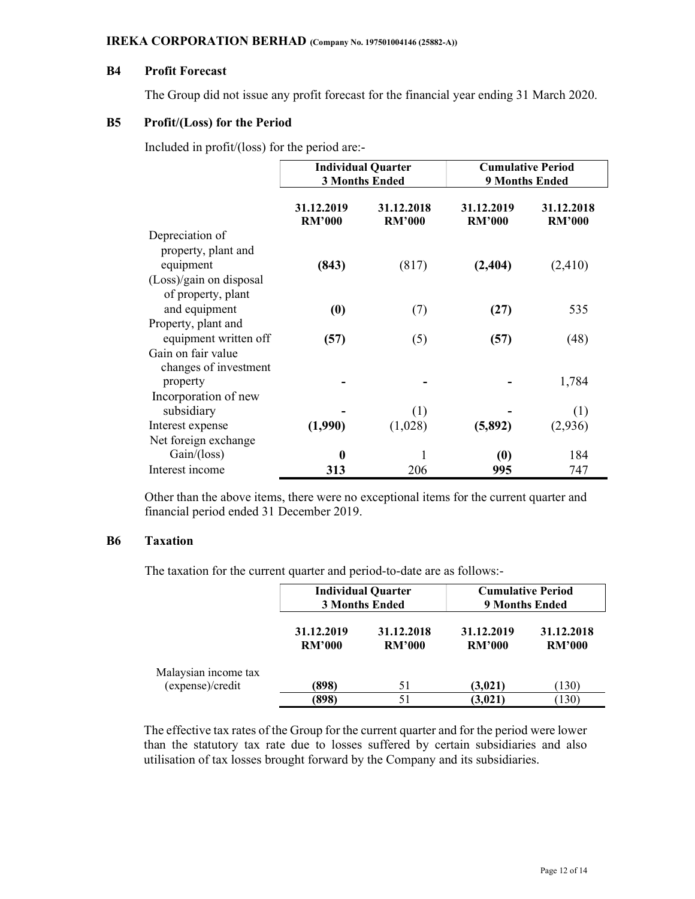### B4 Profit Forecast

The Group did not issue any profit forecast for the financial year ending 31 March 2020.

### B5 Profit/(Loss) for the Period

Included in profit/(loss) for the period are:-

| | Individual Quarter 3 Months Ended | | Cumulative Period 9 Months Ended | |
|---|---|---|---|---|
| | **31.12.2019 RM'000** | **31.12.2018 RM'000** | **31.12.2019 RM'000** | **31.12.2018 RM'000** |
| Depreciation of property, plant and equipment | **(843)** | (817) | **(2,404)** | (2,410) |
| (Loss)/gain on disposal of property, plant and equipment | **(0)** | (7) | **(27)** | 535 |
| Property, plant and equipment written off | **(57)** | (5) | **(57)** | (48) |
| Gain on fair value changes of investment property | **-** | - | **-** | 1,784 |
| Incorporation of new subsidiary | **-** | (1) | **-** | (1) |
| Interest expense | **(1,990)** | (1,028) | **(5,892)** | (2,936) |
| Net foreign exchange Gain/(loss) | **0** | 1 | **(0)** | 184 |
| Interest income | **313** | 206 | **995** | 747 |

Other than the above items, there were no exceptional items for the current quarter and financial period ended 31 December 2019.

### B6 Taxation

The taxation for the current quarter and period-to-date are as follows:-

| | Individual Quarter 3 Months Ended | | Cumulative Period 9 Months Ended | |
|---|---|---|---|---|
| | **31.12.2019 RM'000** | **31.12.2018 RM'000** | **31.12.2019 RM'000** | **31.12.2018 RM'000** |
| Malaysian income tax (expense)/credit | **(898)** | 51 | **(3,021)** | (130) |
| | **(898)** | 51 | **(3,021)** | (130) |

The effective tax rates of the Group for the current quarter and for the period were lower than the statutory tax rate due to losses suffered by certain subsidiaries and also utilisation of tax losses brought forward by the Company and its subsidiaries.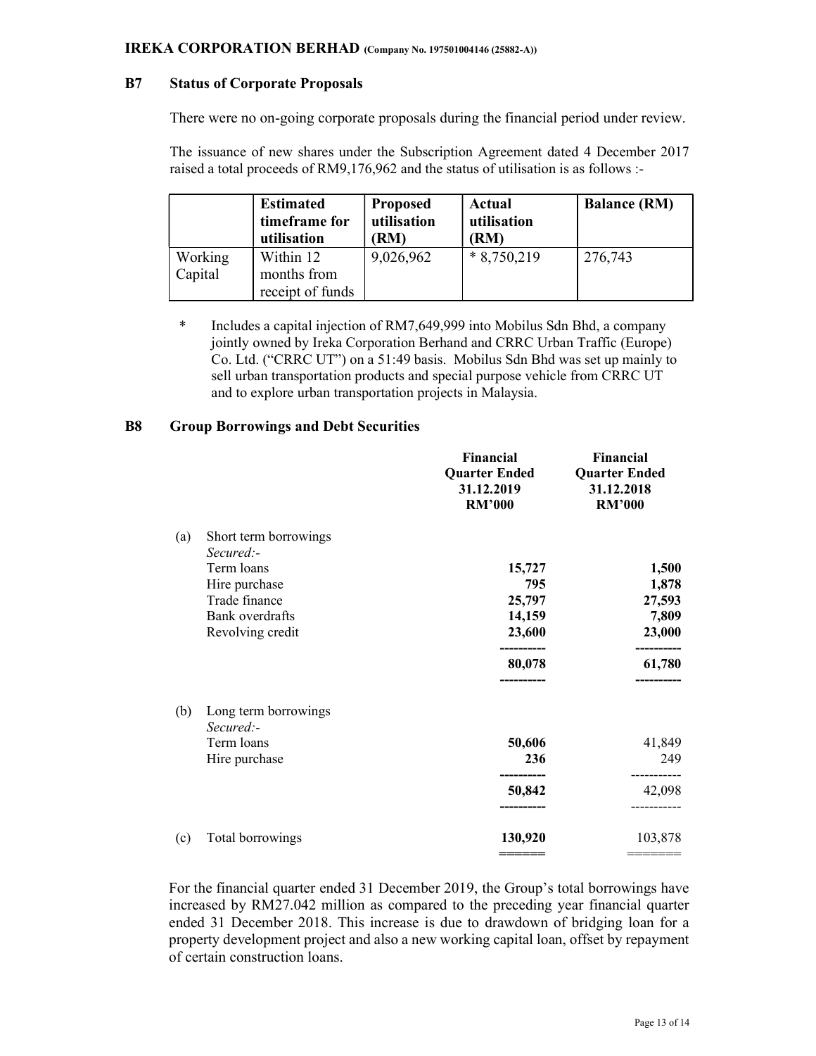**IREKA CORPORATION BERHAD** (Company No. 197501004146 (25882-A))

## B7 Status of Corporate Proposals

There were no on-going corporate proposals during the financial period under review.

The issuance of new shares under the Subscription Agreement dated 4 December 2017 raised a total proceeds of RM9,176,962 and the status of utilisation is as follows :-

| | Estimated timeframe for utilisation | Proposed utilisation (RM) | Actual utilisation (RM) | Balance (RM) |
|---|---|---|---|---|
| Working Capital | Within 12 months from receipt of funds | 9,026,962 | * 8,750,219 | 276,743 |

\* Includes a capital injection of RM7,649,999 into Mobilus Sdn Bhd, a company jointly owned by Ireka Corporation Berhand and CRRC Urban Traffic (Europe) Co. Ltd. ("CRRC UT") on a 51:49 basis. Mobilus Sdn Bhd was set up mainly to sell urban transportation products and special purpose vehicle from CRRC UT and to explore urban transportation projects in Malaysia.

## B8 Group Borrowings and Debt Securities

| | | Financial Quarter Ended 31.12.2019 RM'000 | Financial Quarter Ended 31.12.2018 RM'000 |
|---|---|---|---|
| (a) | Short term borrowings | | |
| | *Secured:-* | | |
| | Term loans | **15,727** | **1,500** |
| | Hire purchase | **795** | **1,878** |
| | Trade finance | **25,797** | **27,593** |
| | Bank overdrafts | **14,159** | **7,809** |
| | Revolving credit | **23,600** | **23,000** |
| | | **80,078** | **61,780** |
| (b) | Long term borrowings | | |
| | *Secured:-* | | |
| | Term loans | **50,606** | 41,849 |
| | Hire purchase | **236** | 249 |
| | | **50,842** | 42,098 |
| (c) | Total borrowings | **130,920** | 103,878 |

For the financial quarter ended 31 December 2019, the Group's total borrowings have increased by RM27.042 million as compared to the preceding year financial quarter ended 31 December 2018. This increase is due to drawdown of bridging loan for a property development project and also a new working capital loan, offset by repayment of certain construction loans.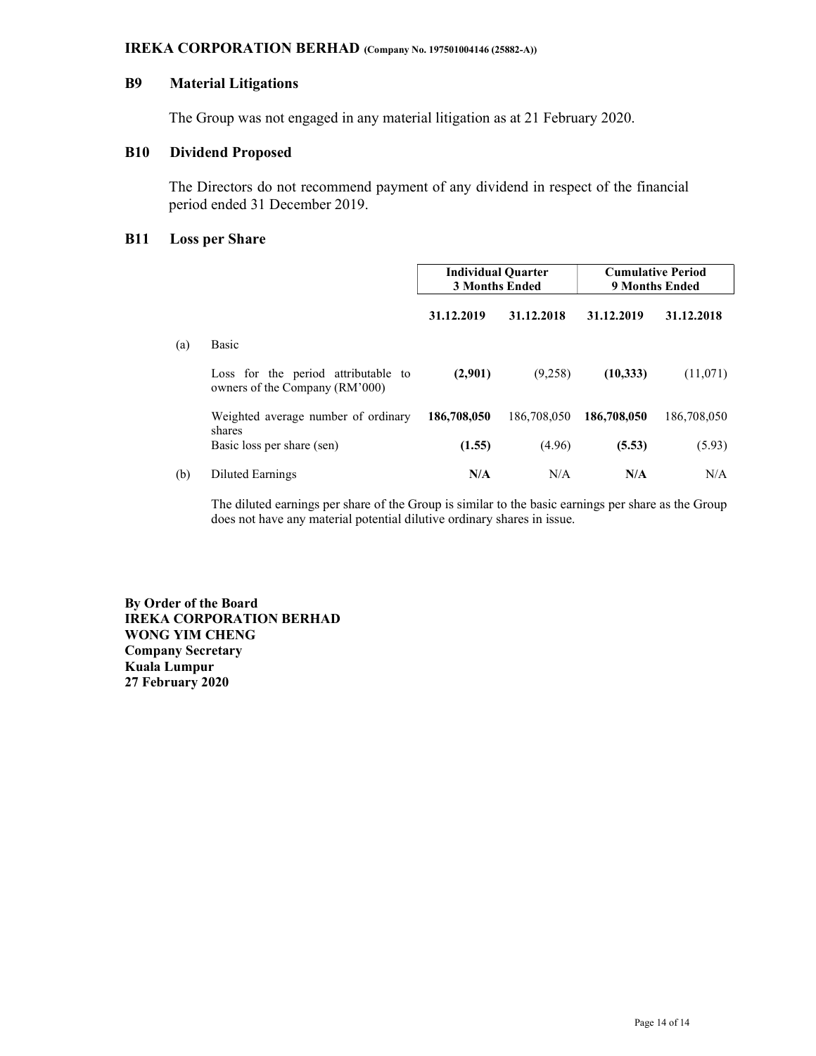### B9 Material Litigations

The Group was not engaged in any material litigation as at 21 February 2020.

### B10 Dividend Proposed

The Directors do not recommend payment of any dividend in respect of the financial period ended 31 December 2019.

### B11 Loss per Share

| | | Individual Quarter 3 Months Ended | | Cumulative Period 9 Months Ended | |
|---|---|---|---|---|---|
| | | **31.12.2019** | **31.12.2018** | **31.12.2019** | **31.12.2018** |
| (a) | Basic | | | | |
| | Loss for the period attributable to owners of the Company (RM'000) | **(2,901)** | (9,258) | **(10,333)** | (11,071) |
| | Weighted average number of ordinary shares | **186,708,050** | 186,708,050 | **186,708,050** | 186,708,050 |
| | Basic loss per share (sen) | **(1.55)** | (4.96) | **(5.53)** | (5.93) |
| (b) | Diluted Earnings | **N/A** | N/A | **N/A** | N/A |

The diluted earnings per share of the Group is similar to the basic earnings per share as the Group does not have any material potential dilutive ordinary shares in issue.

**By Order of the Board**
**IREKA CORPORATION BERHAD**
**WONG YIM CHENG**
**Company Secretary**
**Kuala Lumpur**
**27 February 2020**